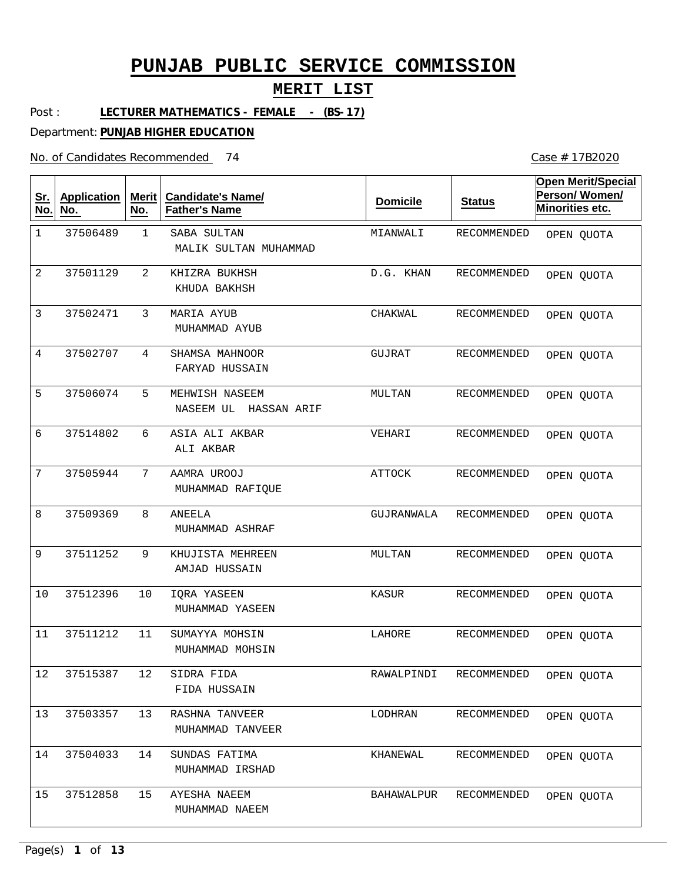# PUNJAB PUBLIC SERVICE COMMISSION

## MERIT LIST

Post : **LECTURER MATHEMATICS - FEMALE - (BS-17)**

Department: **PUNJAB HIGHER EDUCATION**

No. of Candidates Recommended 74

Case # 17B2020

| Sr. No. | Application No. | Merit No. | Candidate's Name/ Father's Name | Domicile | Status | Open Merit/Special Person/ Women/ Minorities etc. |
|---|---|---|---|---|---|---|
| 1 | 37506489 | 1 | SABA SULTAN<br>MALIK SULTAN MUHAMMAD | MIANWALI | RECOMMENDED | OPEN QUOTA |
| 2 | 37501129 | 2 | KHIZRA BUKHSH<br>KHUDA BAKHSH | D.G. KHAN | RECOMMENDED | OPEN QUOTA |
| 3 | 37502471 | 3 | MARIA AYUB<br>MUHAMMAD AYUB | CHAKWAL | RECOMMENDED | OPEN QUOTA |
| 4 | 37502707 | 4 | SHAMSA MAHNOOR<br>FARYAD HUSSAIN | GUJRAT | RECOMMENDED | OPEN QUOTA |
| 5 | 37506074 | 5 | MEHWISH NASEEM<br>NASEEM UL HASSAN ARIF | MULTAN | RECOMMENDED | OPEN QUOTA |
| 6 | 37514802 | 6 | ASIA ALI AKBAR<br>ALI AKBAR | VEHARI | RECOMMENDED | OPEN QUOTA |
| 7 | 37505944 | 7 | AAMRA UROOJ<br>MUHAMMAD RAFIQUE | ATTOCK | RECOMMENDED | OPEN QUOTA |
| 8 | 37509369 | 8 | ANEELA<br>MUHAMMAD ASHRAF | GUJRANWALA | RECOMMENDED | OPEN QUOTA |
| 9 | 37511252 | 9 | KHUJISTA MEHREEN<br>AMJAD HUSSAIN | MULTAN | RECOMMENDED | OPEN QUOTA |
| 10 | 37512396 | 10 | IQRA YASEEN<br>MUHAMMAD YASEEN | KASUR | RECOMMENDED | OPEN QUOTA |
| 11 | 37511212 | 11 | SUMAYYA MOHSIN<br>MUHAMMAD MOHSIN | LAHORE | RECOMMENDED | OPEN QUOTA |
| 12 | 37515387 | 12 | SIDRA FIDA<br>FIDA HUSSAIN | RAWALPINDI | RECOMMENDED | OPEN QUOTA |
| 13 | 37503357 | 13 | RASHNA TANVEER<br>MUHAMMAD TANVEER | LODHRAN | RECOMMENDED | OPEN QUOTA |
| 14 | 37504033 | 14 | SUNDAS FATIMA<br>MUHAMMAD IRSHAD | KHANEWAL | RECOMMENDED | OPEN QUOTA |
| 15 | 37512858 | 15 | AYESHA NAEEM<br>MUHAMMAD NAEEM | BAHAWALPUR | RECOMMENDED | OPEN QUOTA |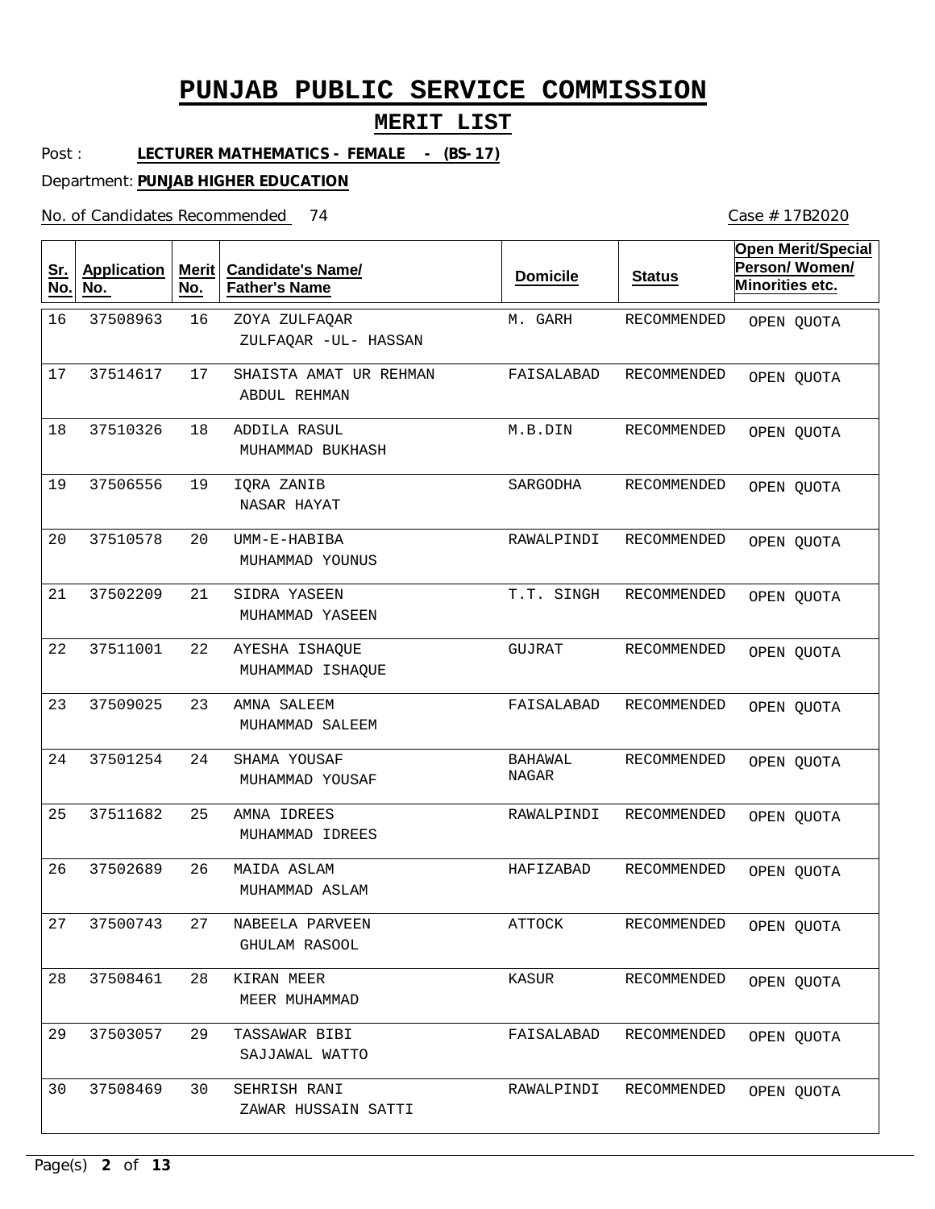# PUNJAB PUBLIC SERVICE COMMISSION

## MERIT LIST

Post : **LECTURER MATHEMATICS - FEMALE - (BS-17)**

Department: **PUNJAB HIGHER EDUCATION**

No. of Candidates Recommended 74

Case # 17B2020

| Sr. No. | Application No. | Merit No. | Candidate's Name/ Father's Name | Domicile | Status | Open Merit/Special Person/ Women/ Minorities etc. |
|---|---|---|---|---|---|---|
| 16 | 37508963 | 16 | ZOYA ZULFAQAR<br>ZULFAQAR -UL- HASSAN | M. GARH | RECOMMENDED | OPEN QUOTA |
| 17 | 37514617 | 17 | SHAISTA AMAT UR REHMAN<br>ABDUL REHMAN | FAISALABAD | RECOMMENDED | OPEN QUOTA |
| 18 | 37510326 | 18 | ADDILA RASUL<br>MUHAMMAD BUKHASH | M.B.DIN | RECOMMENDED | OPEN QUOTA |
| 19 | 37506556 | 19 | IQRA ZANIB<br>NASAR HAYAT | SARGODHA | RECOMMENDED | OPEN QUOTA |
| 20 | 37510578 | 20 | UMM-E-HABIBA<br>MUHAMMAD YOUNUS | RAWALPINDI | RECOMMENDED | OPEN QUOTA |
| 21 | 37502209 | 21 | SIDRA YASEEN<br>MUHAMMAD YASEEN | T.T. SINGH | RECOMMENDED | OPEN QUOTA |
| 22 | 37511001 | 22 | AYESHA ISHAQUE<br>MUHAMMAD ISHAQUE | GUJRAT | RECOMMENDED | OPEN QUOTA |
| 23 | 37509025 | 23 | AMNA SALEEM<br>MUHAMMAD SALEEM | FAISALABAD | RECOMMENDED | OPEN QUOTA |
| 24 | 37501254 | 24 | SHAMA YOUSAF<br>MUHAMMAD YOUSAF | BAHAWAL NAGAR | RECOMMENDED | OPEN QUOTA |
| 25 | 37511682 | 25 | AMNA IDREES<br>MUHAMMAD IDREES | RAWALPINDI | RECOMMENDED | OPEN QUOTA |
| 26 | 37502689 | 26 | MAIDA ASLAM<br>MUHAMMAD ASLAM | HAFIZABAD | RECOMMENDED | OPEN QUOTA |
| 27 | 37500743 | 27 | NABEELA PARVEEN<br>GHULAM RASOOL | ATTOCK | RECOMMENDED | OPEN QUOTA |
| 28 | 37508461 | 28 | KIRAN MEER<br>MEER MUHAMMAD | KASUR | RECOMMENDED | OPEN QUOTA |
| 29 | 37503057 | 29 | TASSAWAR BIBI<br>SAJJAWAL WATTO | FAISALABAD | RECOMMENDED | OPEN QUOTA |
| 30 | 37508469 | 30 | SEHRISH RANI<br>ZAWAR HUSSAIN SATTI | RAWALPINDI | RECOMMENDED | OPEN QUOTA |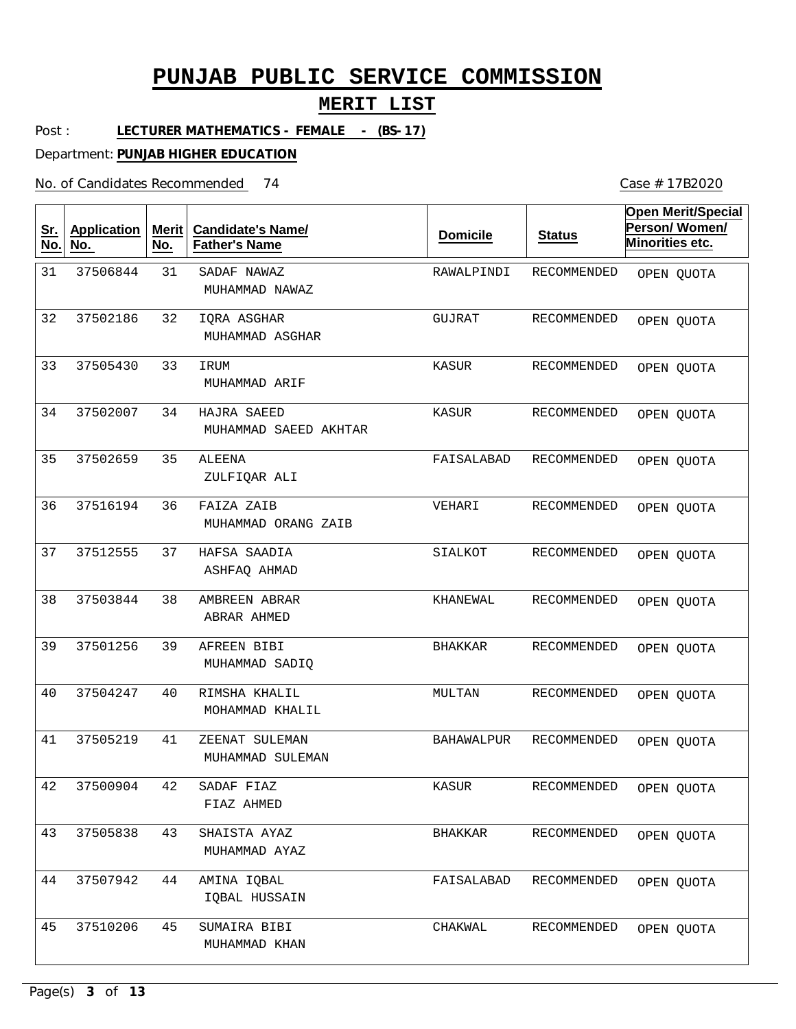# PUNJAB PUBLIC SERVICE COMMISSION

## MERIT LIST

Post : **LECTURER MATHEMATICS - FEMALE - (BS-17)**

Department: **PUNJAB HIGHER EDUCATION**

No. of Candidates Recommended 74

Case # 17B2020

| Sr. No. | Application No. | Merit No. | Candidate's Name/ Father's Name | Domicile | Status | Open Merit/Special Person/ Women/ Minorities etc. |
|---|---|---|---|---|---|---|
| 31 | 37506844 | 31 | SADAF NAWAZ<br>MUHAMMAD NAWAZ | RAWALPINDI | RECOMMENDED | OPEN QUOTA |
| 32 | 37502186 | 32 | IQRA ASGHAR<br>MUHAMMAD ASGHAR | GUJRAT | RECOMMENDED | OPEN QUOTA |
| 33 | 37505430 | 33 | IRUM<br>MUHAMMAD ARIF | KASUR | RECOMMENDED | OPEN QUOTA |
| 34 | 37502007 | 34 | HAJRA SAEED<br>MUHAMMAD SAEED AKHTAR | KASUR | RECOMMENDED | OPEN QUOTA |
| 35 | 37502659 | 35 | ALEENA<br>ZULFIQAR ALI | FAISALABAD | RECOMMENDED | OPEN QUOTA |
| 36 | 37516194 | 36 | FAIZA ZAIB<br>MUHAMMAD ORANG ZAIB | VEHARI | RECOMMENDED | OPEN QUOTA |
| 37 | 37512555 | 37 | HAFSA SAADIA<br>ASHFAQ AHMAD | SIALKOT | RECOMMENDED | OPEN QUOTA |
| 38 | 37503844 | 38 | AMBREEN ABRAR<br>ABRAR AHMED | KHANEWAL | RECOMMENDED | OPEN QUOTA |
| 39 | 37501256 | 39 | AFREEN BIBI<br>MUHAMMAD SADIQ | BHAKKAR | RECOMMENDED | OPEN QUOTA |
| 40 | 37504247 | 40 | RIMSHA KHALIL<br>MOHAMMAD KHALIL | MULTAN | RECOMMENDED | OPEN QUOTA |
| 41 | 37505219 | 41 | ZEENAT SULEMAN<br>MUHAMMAD SULEMAN | BAHAWALPUR | RECOMMENDED | OPEN QUOTA |
| 42 | 37500904 | 42 | SADAF FIAZ<br>FIAZ AHMED | KASUR | RECOMMENDED | OPEN QUOTA |
| 43 | 37505838 | 43 | SHAISTA AYAZ<br>MUHAMMAD AYAZ | BHAKKAR | RECOMMENDED | OPEN QUOTA |
| 44 | 37507942 | 44 | AMINA IQBAL<br>IQBAL HUSSAIN | FAISALABAD | RECOMMENDED | OPEN QUOTA |
| 45 | 37510206 | 45 | SUMAIRA BIBI<br>MUHAMMAD KHAN | CHAKWAL | RECOMMENDED | OPEN QUOTA |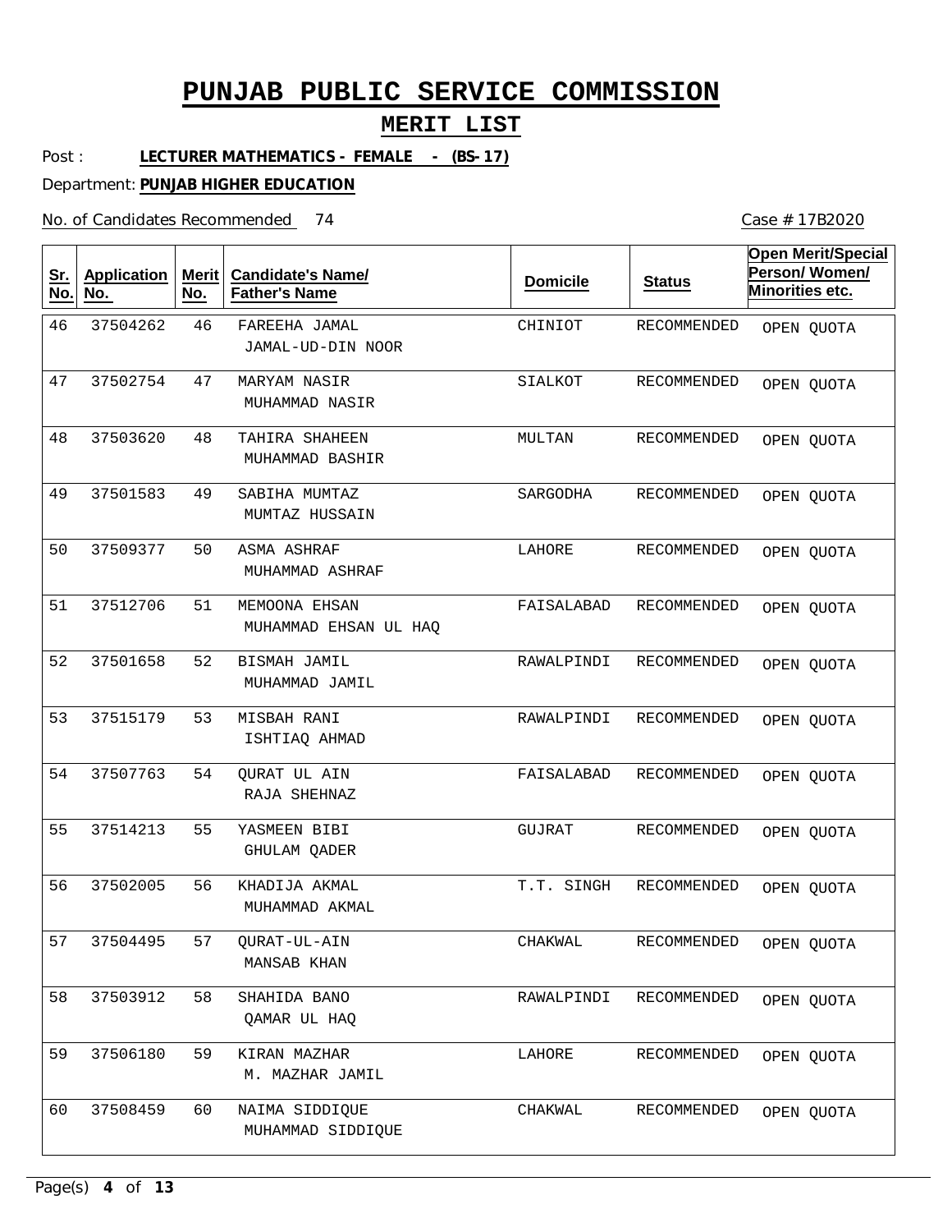# PUNJAB PUBLIC SERVICE COMMISSION

## MERIT LIST

Post : **LECTURER MATHEMATICS - FEMALE - (BS-17)**

Department: **PUNJAB HIGHER EDUCATION**

No. of Candidates Recommended 74

Case # 17B2020

| Sr. No. | Application No. | Merit No. | Candidate's Name/ Father's Name | Domicile | Status | Open Merit/Special Person/ Women/ Minorities etc. |
|---|---|---|---|---|---|---|
| 46 | 37504262 | 46 | FAREEHA JAMAL<br>JAMAL-UD-DIN NOOR | CHINIOT | RECOMMENDED | OPEN QUOTA |
| 47 | 37502754 | 47 | MARYAM NASIR<br>MUHAMMAD NASIR | SIALKOT | RECOMMENDED | OPEN QUOTA |
| 48 | 37503620 | 48 | TAHIRA SHAHEEN<br>MUHAMMAD BASHIR | MULTAN | RECOMMENDED | OPEN QUOTA |
| 49 | 37501583 | 49 | SABIHA MUMTAZ<br>MUMTAZ HUSSAIN | SARGODHA | RECOMMENDED | OPEN QUOTA |
| 50 | 37509377 | 50 | ASMA ASHRAF<br>MUHAMMAD ASHRAF | LAHORE | RECOMMENDED | OPEN QUOTA |
| 51 | 37512706 | 51 | MEMOONA EHSAN<br>MUHAMMAD EHSAN UL HAQ | FAISALABAD | RECOMMENDED | OPEN QUOTA |
| 52 | 37501658 | 52 | BISMAH JAMIL<br>MUHAMMAD JAMIL | RAWALPINDI | RECOMMENDED | OPEN QUOTA |
| 53 | 37515179 | 53 | MISBAH RANI<br>ISHTIAQ AHMAD | RAWALPINDI | RECOMMENDED | OPEN QUOTA |
| 54 | 37507763 | 54 | QURAT UL AIN<br>RAJA SHEHNAZ | FAISALABAD | RECOMMENDED | OPEN QUOTA |
| 55 | 37514213 | 55 | YASMEEN BIBI<br>GHULAM QADER | GUJRAT | RECOMMENDED | OPEN QUOTA |
| 56 | 37502005 | 56 | KHADIJA AKMAL<br>MUHAMMAD AKMAL | T.T. SINGH | RECOMMENDED | OPEN QUOTA |
| 57 | 37504495 | 57 | QURAT-UL-AIN<br>MANSAB KHAN | CHAKWAL | RECOMMENDED | OPEN QUOTA |
| 58 | 37503912 | 58 | SHAHIDA BANO<br>QAMAR UL HAQ | RAWALPINDI | RECOMMENDED | OPEN QUOTA |
| 59 | 37506180 | 59 | KIRAN MAZHAR<br>M. MAZHAR JAMIL | LAHORE | RECOMMENDED | OPEN QUOTA |
| 60 | 37508459 | 60 | NAIMA SIDDIQUE<br>MUHAMMAD SIDDIQUE | CHAKWAL | RECOMMENDED | OPEN QUOTA |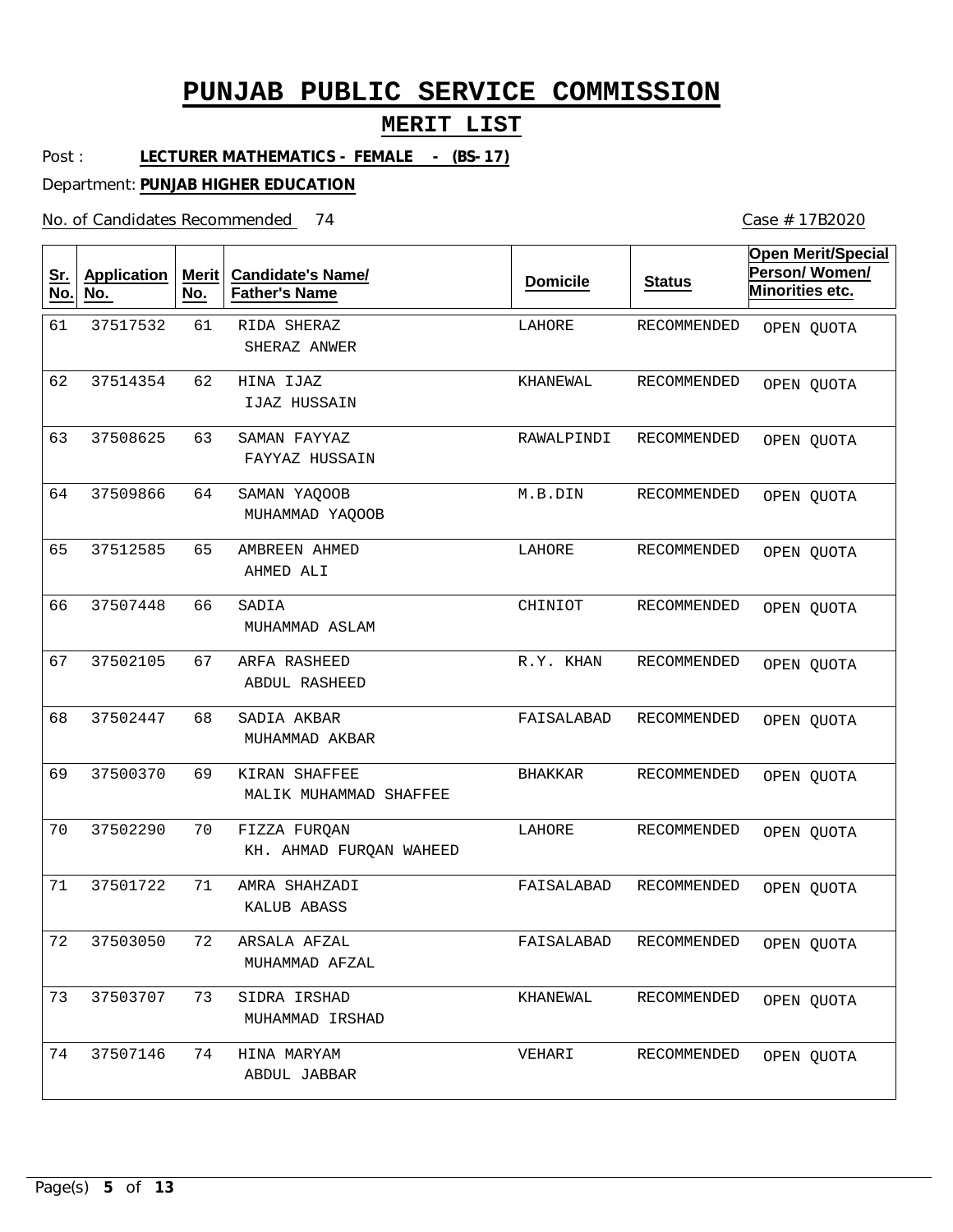# PUNJAB PUBLIC SERVICE COMMISSION

## MERIT LIST

Post : **LECTURER MATHEMATICS - FEMALE - (BS-17)**

Department: **PUNJAB HIGHER EDUCATION**

No. of Candidates Recommended 74

Case # 17B2020

| Sr. No. | Application No. | Merit No. | Candidate's Name/ Father's Name | Domicile | Status | Open Merit/Special Person/ Women/ Minorities etc. |
|---|---|---|---|---|---|---|
| 61 | 37517532 | 61 | RIDA SHERAZ<br>SHERAZ ANWER | LAHORE | RECOMMENDED | OPEN QUOTA |
| 62 | 37514354 | 62 | HINA IJAZ<br>IJAZ HUSSAIN | KHANEWAL | RECOMMENDED | OPEN QUOTA |
| 63 | 37508625 | 63 | SAMAN FAYYAZ<br>FAYYAZ HUSSAIN | RAWALPINDI | RECOMMENDED | OPEN QUOTA |
| 64 | 37509866 | 64 | SAMAN YAQOOB<br>MUHAMMAD YAQOOB | M.B.DIN | RECOMMENDED | OPEN QUOTA |
| 65 | 37512585 | 65 | AMBREEN AHMED<br>AHMED ALI | LAHORE | RECOMMENDED | OPEN QUOTA |
| 66 | 37507448 | 66 | SADIA<br>MUHAMMAD ASLAM | CHINIOT | RECOMMENDED | OPEN QUOTA |
| 67 | 37502105 | 67 | ARFA RASHEED<br>ABDUL RASHEED | R.Y. KHAN | RECOMMENDED | OPEN QUOTA |
| 68 | 37502447 | 68 | SADIA AKBAR<br>MUHAMMAD AKBAR | FAISALABAD | RECOMMENDED | OPEN QUOTA |
| 69 | 37500370 | 69 | KIRAN SHAFFEE<br>MALIK MUHAMMAD SHAFFEE | BHAKKAR | RECOMMENDED | OPEN QUOTA |
| 70 | 37502290 | 70 | FIZZA FURQAN<br>KH. AHMAD FURQAN WAHEED | LAHORE | RECOMMENDED | OPEN QUOTA |
| 71 | 37501722 | 71 | AMRA SHAHZADI<br>KALUB ABASS | FAISALABAD | RECOMMENDED | OPEN QUOTA |
| 72 | 37503050 | 72 | ARSALA AFZAL<br>MUHAMMAD AFZAL | FAISALABAD | RECOMMENDED | OPEN QUOTA |
| 73 | 37503707 | 73 | SIDRA IRSHAD<br>MUHAMMAD IRSHAD | KHANEWAL | RECOMMENDED | OPEN QUOTA |
| 74 | 37507146 | 74 | HINA MARYAM<br>ABDUL JABBAR | VEHARI | RECOMMENDED | OPEN QUOTA |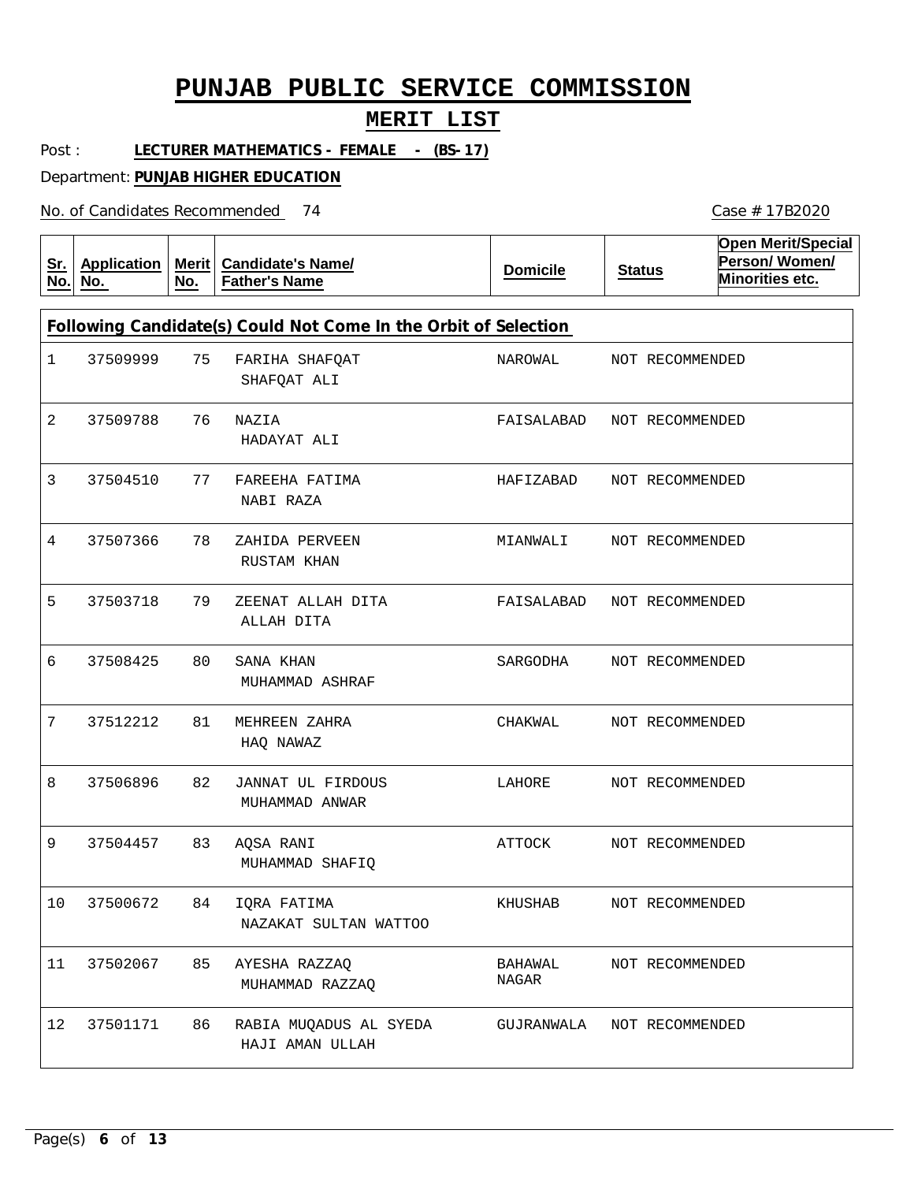# PUNJAB PUBLIC SERVICE COMMISSION

## MERIT LIST

Post : **LECTURER MATHEMATICS - FEMALE - (BS-17)**

Department: **PUNJAB HIGHER EDUCATION**

No. of Candidates Recommended 74

Case # 17B2020

| Sr. No. | Application No. | Merit No. | Candidate's Name/ Father's Name | Domicile | Status | Open Merit/Special Person/ Women/ Minorities etc. |
|---|---|---|---|---|---|---|
| **Following Candidate(s) Could Not Come In the Orbit of Selection** | | | | | | |
| 1 | 37509999 | 75 | FARIHA SHAFQAT<br>SHAFQAT ALI | NAROWAL | NOT RECOMMENDED | |
| 2 | 37509788 | 76 | NAZIA<br>HADAYAT ALI | FAISALABAD | NOT RECOMMENDED | |
| 3 | 37504510 | 77 | FAREEHA FATIMA<br>NABI RAZA | HAFIZABAD | NOT RECOMMENDED | |
| 4 | 37507366 | 78 | ZAHIDA PERVEEN<br>RUSTAM KHAN | MIANWALI | NOT RECOMMENDED | |
| 5 | 37503718 | 79 | ZEENAT ALLAH DITA<br>ALLAH DITA | FAISALABAD | NOT RECOMMENDED | |
| 6 | 37508425 | 80 | SANA KHAN<br>MUHAMMAD ASHRAF | SARGODHA | NOT RECOMMENDED | |
| 7 | 37512212 | 81 | MEHREEN ZAHRA<br>HAQ NAWAZ | CHAKWAL | NOT RECOMMENDED | |
| 8 | 37506896 | 82 | JANNAT UL FIRDOUS<br>MUHAMMAD ANWAR | LAHORE | NOT RECOMMENDED | |
| 9 | 37504457 | 83 | AQSA RANI<br>MUHAMMAD SHAFIQ | ATTOCK | NOT RECOMMENDED | |
| 10 | 37500672 | 84 | IQRA FATIMA<br>NAZAKAT SULTAN WATTOO | KHUSHAB | NOT RECOMMENDED | |
| 11 | 37502067 | 85 | AYESHA RAZZAQ<br>MUHAMMAD RAZZAQ | BAHAWAL NAGAR | NOT RECOMMENDED | |
| 12 | 37501171 | 86 | RABIA MUQADUS AL SYEDA<br>HAJI AMAN ULLAH | GUJRANWALA | NOT RECOMMENDED | |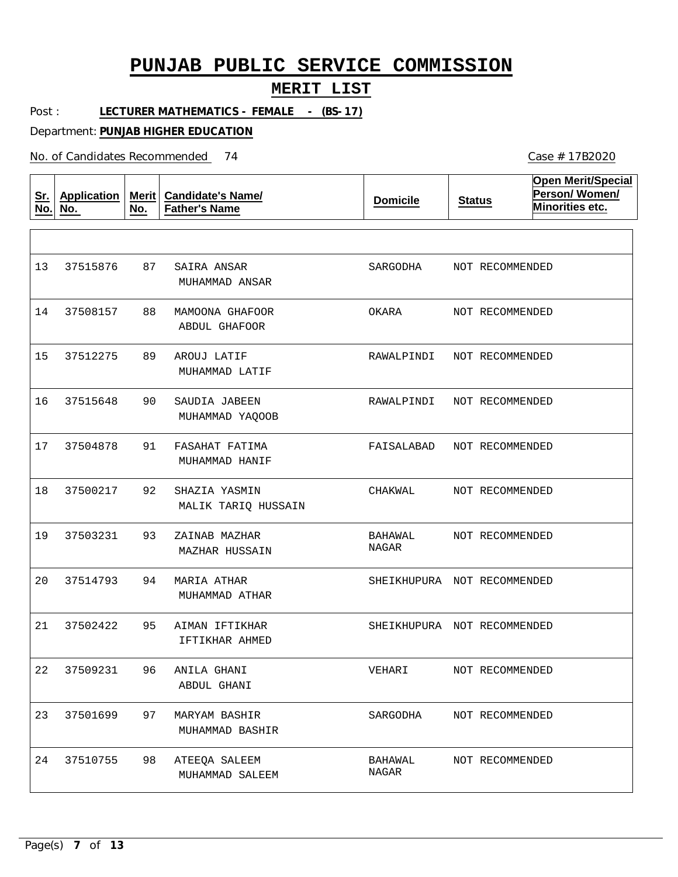# PUNJAB PUBLIC SERVICE COMMISSION

## MERIT LIST

Post : **LECTURER MATHEMATICS - FEMALE - (BS-17)**

Department: **PUNJAB HIGHER EDUCATION**

No. of Candidates Recommended 74

Case # 17B2020

| Sr. No. | Application No. | Merit No. | Candidate's Name/ Father's Name | Domicile | Status | Open Merit/Special Person/ Women/ Minorities etc. |
|---|---|---|---|---|---|---|
| 13 | 37515876 | 87 | SAIRA ANSAR<br>MUHAMMAD ANSAR | SARGODHA | NOT RECOMMENDED | |
| 14 | 37508157 | 88 | MAMOONA GHAFOOR<br>ABDUL GHAFOOR | OKARA | NOT RECOMMENDED | |
| 15 | 37512275 | 89 | AROUJ LATIF<br>MUHAMMAD LATIF | RAWALPINDI | NOT RECOMMENDED | |
| 16 | 37515648 | 90 | SAUDIA JABEEN<br>MUHAMMAD YAQOOB | RAWALPINDI | NOT RECOMMENDED | |
| 17 | 37504878 | 91 | FASAHAT FATIMA<br>MUHAMMAD HANIF | FAISALABAD | NOT RECOMMENDED | |
| 18 | 37500217 | 92 | SHAZIA YASMIN<br>MALIK TARIQ HUSSAIN | CHAKWAL | NOT RECOMMENDED | |
| 19 | 37503231 | 93 | ZAINAB MAZHAR<br>MAZHAR HUSSAIN | BAHAWAL NAGAR | NOT RECOMMENDED | |
| 20 | 37514793 | 94 | MARIA ATHAR<br>MUHAMMAD ATHAR | SHEIKHUPURA | NOT RECOMMENDED | |
| 21 | 37502422 | 95 | AIMAN IFTIKHAR<br>IFTIKHAR AHMED | SHEIKHUPURA | NOT RECOMMENDED | |
| 22 | 37509231 | 96 | ANILA GHANI<br>ABDUL GHANI | VEHARI | NOT RECOMMENDED | |
| 23 | 37501699 | 97 | MARYAM BASHIR<br>MUHAMMAD BASHIR | SARGODHA | NOT RECOMMENDED | |
| 24 | 37510755 | 98 | ATEEQA SALEEM<br>MUHAMMAD SALEEM | BAHAWAL NAGAR | NOT RECOMMENDED | |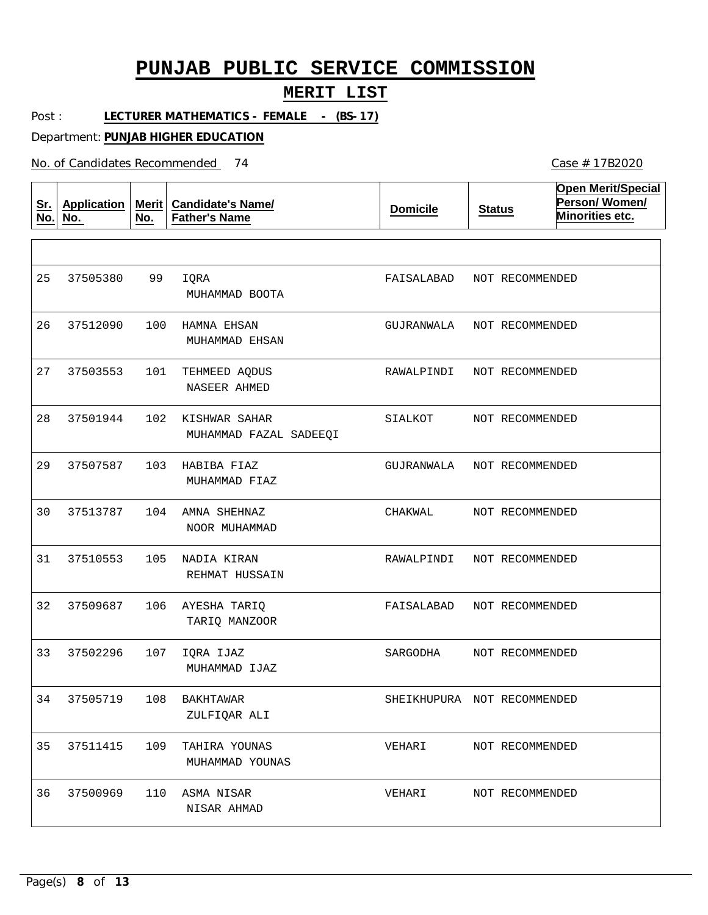# PUNJAB PUBLIC SERVICE COMMISSION

## MERIT LIST

Post : **LECTURER MATHEMATICS - FEMALE - (BS-17)**

Department: **PUNJAB HIGHER EDUCATION**

No. of Candidates Recommended 74

Case # 17B2020

| Sr. No. | Application No. | Merit No. | Candidate's Name/ Father's Name | Domicile | Status | Open Merit/Special Person/ Women/ Minorities etc. |
|---|---|---|---|---|---|---|
| 25 | 37505380 | 99 | IQRA<br>MUHAMMAD BOOTA | FAISALABAD | NOT RECOMMENDED | |
| 26 | 37512090 | 100 | HAMNA EHSAN<br>MUHAMMAD EHSAN | GUJRANWALA | NOT RECOMMENDED | |
| 27 | 37503553 | 101 | TEHMEED AQDUS<br>NASEER AHMED | RAWALPINDI | NOT RECOMMENDED | |
| 28 | 37501944 | 102 | KISHWAR SAHAR<br>MUHAMMAD FAZAL SADEEQI | SIALKOT | NOT RECOMMENDED | |
| 29 | 37507587 | 103 | HABIBA FIAZ<br>MUHAMMAD FIAZ | GUJRANWALA | NOT RECOMMENDED | |
| 30 | 37513787 | 104 | AMNA SHEHNAZ<br>NOOR MUHAMMAD | CHAKWAL | NOT RECOMMENDED | |
| 31 | 37510553 | 105 | NADIA KIRAN<br>REHMAT HUSSAIN | RAWALPINDI | NOT RECOMMENDED | |
| 32 | 37509687 | 106 | AYESHA TARIQ<br>TARIQ MANZOOR | FAISALABAD | NOT RECOMMENDED | |
| 33 | 37502296 | 107 | IQRA IJAZ<br>MUHAMMAD IJAZ | SARGODHA | NOT RECOMMENDED | |
| 34 | 37505719 | 108 | BAKHTAWAR<br>ZULFIQAR ALI | SHEIKHUPURA | NOT RECOMMENDED | |
| 35 | 37511415 | 109 | TAHIRA YOUNAS<br>MUHAMMAD YOUNAS | VEHARI | NOT RECOMMENDED | |
| 36 | 37500969 | 110 | ASMA NISAR<br>NISAR AHMAD | VEHARI | NOT RECOMMENDED | |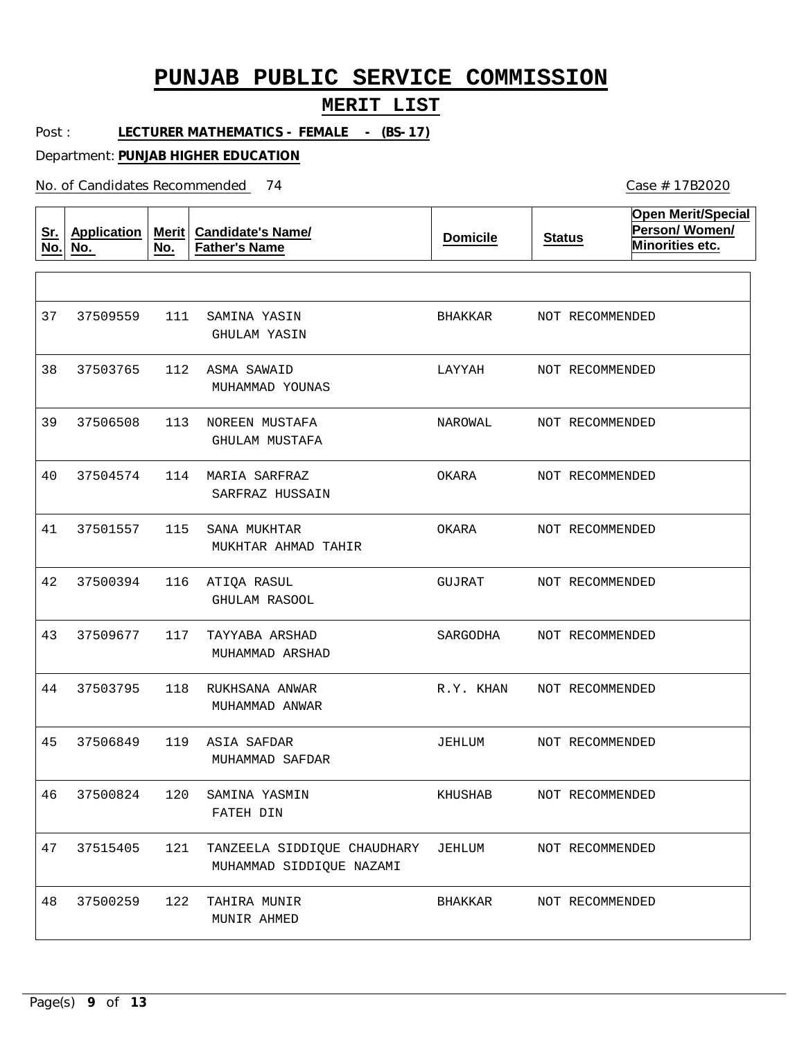# PUNJAB PUBLIC SERVICE COMMISSION

## MERIT LIST

Post : **LECTURER MATHEMATICS - FEMALE - (BS-17)**

Department: **PUNJAB HIGHER EDUCATION**

No. of Candidates Recommended 74

Case # 17B2020

| Sr. No. | Application No. | Merit No. | Candidate's Name/ Father's Name | Domicile | Status | Open Merit/Special Person/ Women/ Minorities etc. |
|---|---|---|---|---|---|---|
| 37 | 37509559 | 111 | SAMINA YASIN<br>GHULAM YASIN | BHAKKAR | NOT RECOMMENDED | |
| 38 | 37503765 | 112 | ASMA SAWAID<br>MUHAMMAD YOUNAS | LAYYAH | NOT RECOMMENDED | |
| 39 | 37506508 | 113 | NOREEN MUSTAFA<br>GHULAM MUSTAFA | NAROWAL | NOT RECOMMENDED | |
| 40 | 37504574 | 114 | MARIA SARFRAZ<br>SARFRAZ HUSSAIN | OKARA | NOT RECOMMENDED | |
| 41 | 37501557 | 115 | SANA MUKHTAR<br>MUKHTAR AHMAD TAHIR | OKARA | NOT RECOMMENDED | |
| 42 | 37500394 | 116 | ATIQA RASUL<br>GHULAM RASOOL | GUJRAT | NOT RECOMMENDED | |
| 43 | 37509677 | 117 | TAYYABA ARSHAD<br>MUHAMMAD ARSHAD | SARGODHA | NOT RECOMMENDED | |
| 44 | 37503795 | 118 | RUKHSANA ANWAR<br>MUHAMMAD ANWAR | R.Y. KHAN | NOT RECOMMENDED | |
| 45 | 37506849 | 119 | ASIA SAFDAR<br>MUHAMMAD SAFDAR | JEHLUM | NOT RECOMMENDED | |
| 46 | 37500824 | 120 | SAMINA YASMIN<br>FATEH DIN | KHUSHAB | NOT RECOMMENDED | |
| 47 | 37515405 | 121 | TANZEELA SIDDIQUE CHAUDHARY<br>MUHAMMAD SIDDIQUE NAZAMI | JEHLUM | NOT RECOMMENDED | |
| 48 | 37500259 | 122 | TAHIRA MUNIR<br>MUNIR AHMED | BHAKKAR | NOT RECOMMENDED | |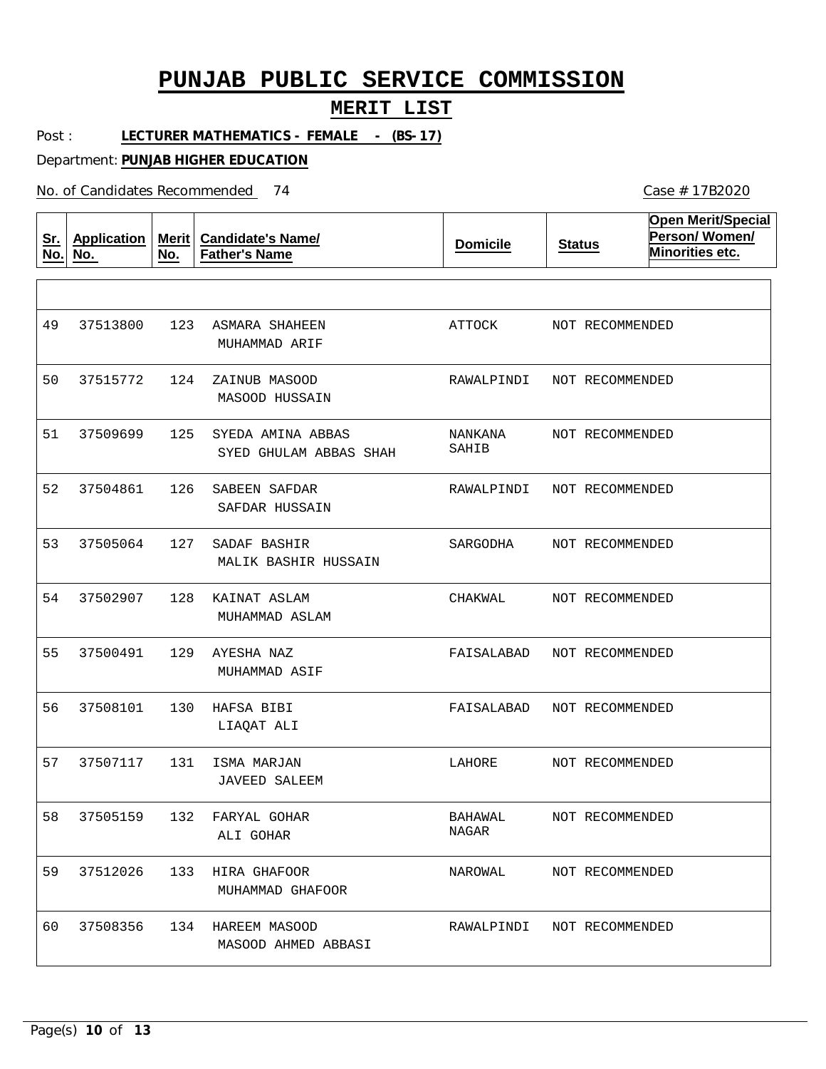# PUNJAB PUBLIC SERVICE COMMISSION

## MERIT LIST

Post : **LECTURER MATHEMATICS - FEMALE - (BS-17)**

Department: **PUNJAB HIGHER EDUCATION**

No. of Candidates Recommended 74

Case # 17B2020

| Sr. No. | Application No. | Merit No. | Candidate's Name/ Father's Name | Domicile | Status | Open Merit/Special Person/ Women/ Minorities etc. |
|---|---|---|---|---|---|---|
| 49 | 37513800 | 123 | ASMARA SHAHEEN<br>MUHAMMAD ARIF | ATTOCK | NOT RECOMMENDED | |
| 50 | 37515772 | 124 | ZAINUB MASOOD<br>MASOOD HUSSAIN | RAWALPINDI | NOT RECOMMENDED | |
| 51 | 37509699 | 125 | SYEDA AMINA ABBAS<br>SYED GHULAM ABBAS SHAH | NANKANA SAHIB | NOT RECOMMENDED | |
| 52 | 37504861 | 126 | SABEEN SAFDAR<br>SAFDAR HUSSAIN | RAWALPINDI | NOT RECOMMENDED | |
| 53 | 37505064 | 127 | SADAF BASHIR<br>MALIK BASHIR HUSSAIN | SARGODHA | NOT RECOMMENDED | |
| 54 | 37502907 | 128 | KAINAT ASLAM<br>MUHAMMAD ASLAM | CHAKWAL | NOT RECOMMENDED | |
| 55 | 37500491 | 129 | AYESHA NAZ<br>MUHAMMAD ASIF | FAISALABAD | NOT RECOMMENDED | |
| 56 | 37508101 | 130 | HAFSA BIBI<br>LIAQAT ALI | FAISALABAD | NOT RECOMMENDED | |
| 57 | 37507117 | 131 | ISMA MARJAN<br>JAVEED SALEEM | LAHORE | NOT RECOMMENDED | |
| 58 | 37505159 | 132 | FARYAL GOHAR<br>ALI GOHAR | BAHAWAL NAGAR | NOT RECOMMENDED | |
| 59 | 37512026 | 133 | HIRA GHAFOOR<br>MUHAMMAD GHAFOOR | NAROWAL | NOT RECOMMENDED | |
| 60 | 37508356 | 134 | HAREEM MASOOD<br>MASOOD AHMED ABBASI | RAWALPINDI | NOT RECOMMENDED | |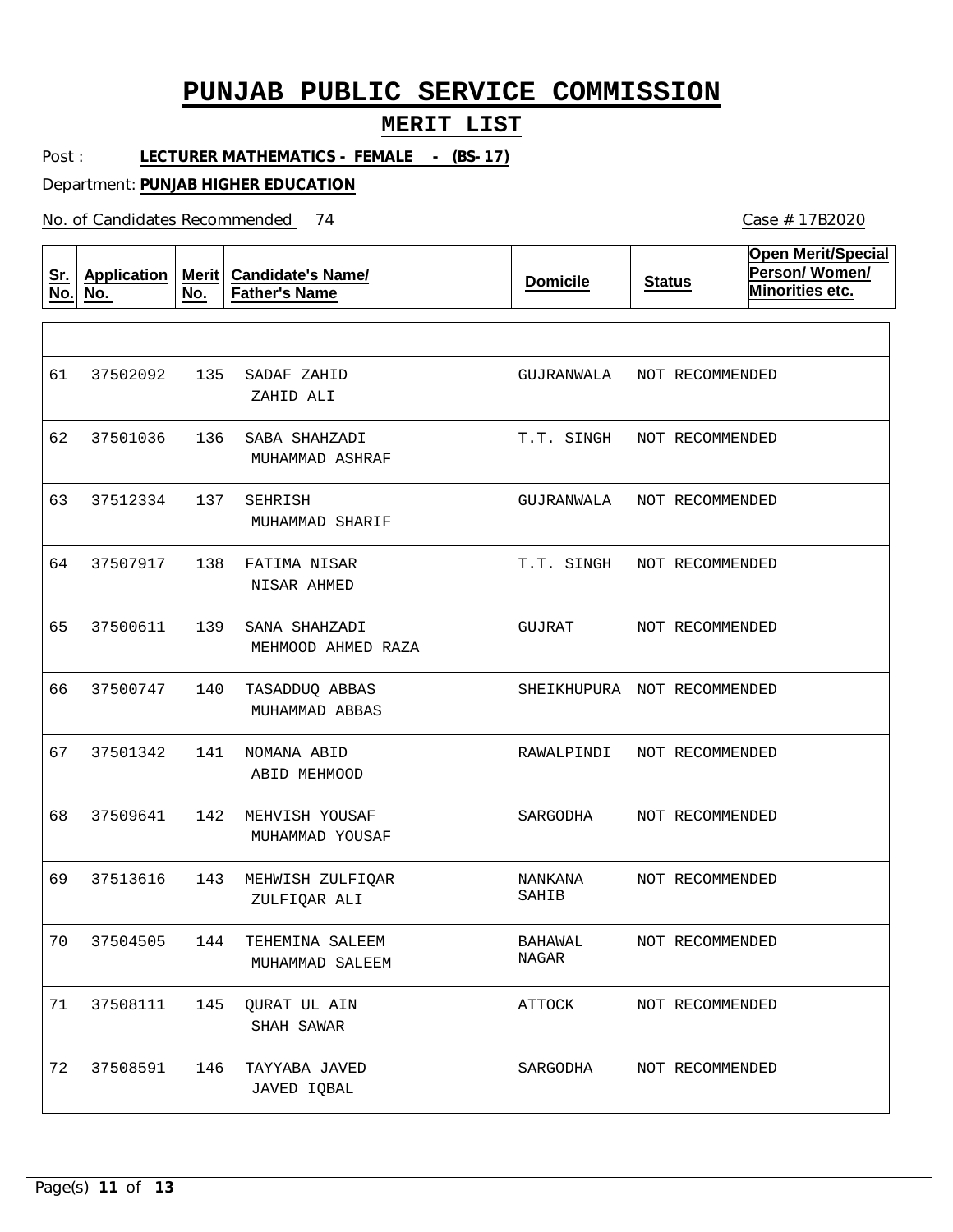# PUNJAB PUBLIC SERVICE COMMISSION

## MERIT LIST

Post : **LECTURER MATHEMATICS - FEMALE - (BS-17)**

Department: **PUNJAB HIGHER EDUCATION**

No. of Candidates Recommended 74

Case # 17B2020

| Sr. No. | Application No. | Merit No. | Candidate's Name/ Father's Name | Domicile | Status | Open Merit/Special Person/ Women/ Minorities etc. |
|---|---|---|---|---|---|---|
| 61 | 37502092 | 135 | SADAF ZAHID<br>ZAHID ALI | GUJRANWALA | NOT RECOMMENDED | |
| 62 | 37501036 | 136 | SABA SHAHZADI<br>MUHAMMAD ASHRAF | T.T. SINGH | NOT RECOMMENDED | |
| 63 | 37512334 | 137 | SEHRISH<br>MUHAMMAD SHARIF | GUJRANWALA | NOT RECOMMENDED | |
| 64 | 37507917 | 138 | FATIMA NISAR<br>NISAR AHMED | T.T. SINGH | NOT RECOMMENDED | |
| 65 | 37500611 | 139 | SANA SHAHZADI<br>MEHMOOD AHMED RAZA | GUJRAT | NOT RECOMMENDED | |
| 66 | 37500747 | 140 | TASADDUQ ABBAS<br>MUHAMMAD ABBAS | SHEIKHUPURA | NOT RECOMMENDED | |
| 67 | 37501342 | 141 | NOMANA ABID<br>ABID MEHMOOD | RAWALPINDI | NOT RECOMMENDED | |
| 68 | 37509641 | 142 | MEHVISH YOUSAF<br>MUHAMMAD YOUSAF | SARGODHA | NOT RECOMMENDED | |
| 69 | 37513616 | 143 | MEHWISH ZULFIQAR<br>ZULFIQAR ALI | NANKANA SAHIB | NOT RECOMMENDED | |
| 70 | 37504505 | 144 | TEHEMINA SALEEM<br>MUHAMMAD SALEEM | BAHAWAL NAGAR | NOT RECOMMENDED | |
| 71 | 37508111 | 145 | QURAT UL AIN<br>SHAH SAWAR | ATTOCK | NOT RECOMMENDED | |
| 72 | 37508591 | 146 | TAYYABA JAVED<br>JAVED IQBAL | SARGODHA | NOT RECOMMENDED | |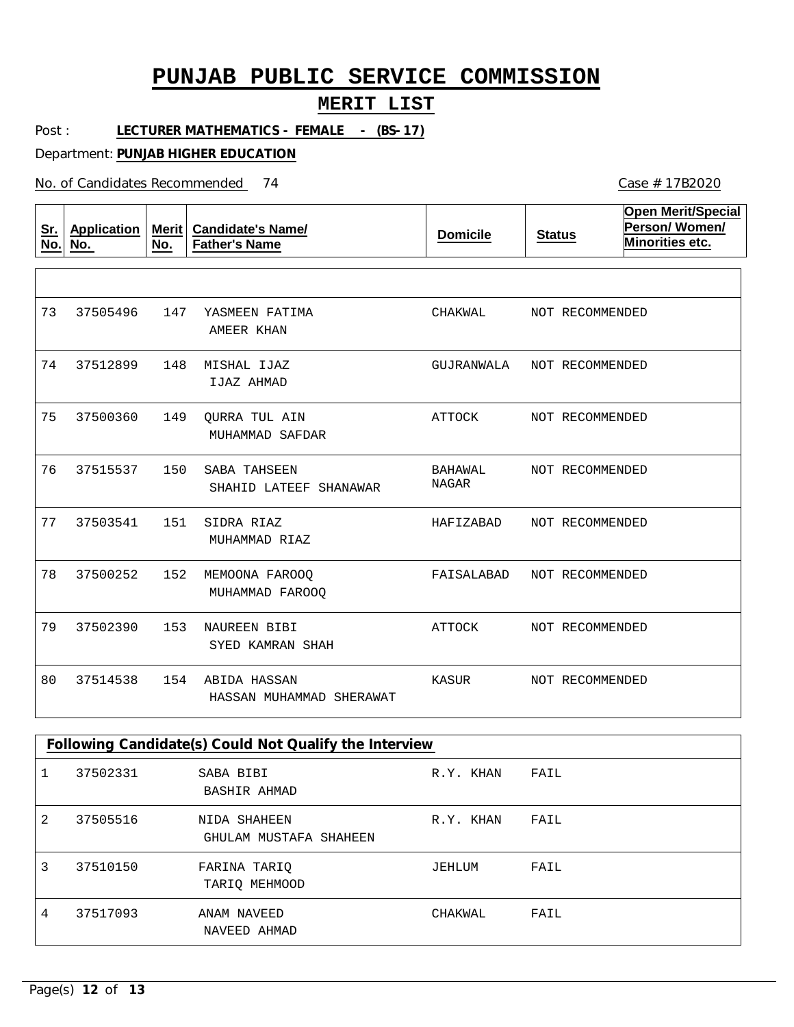# PUNJAB PUBLIC SERVICE COMMISSION

## MERIT LIST

Post : **LECTURER MATHEMATICS - FEMALE - (BS-17)**

Department: **PUNJAB HIGHER EDUCATION**

No. of Candidates Recommended 74

Case # 17B2020

| Sr. No. | Application No. | Merit No. | Candidate's Name/ Father's Name | Domicile | Status | Open Merit/Special Person/ Women/ Minorities etc. |
|---|---|---|---|---|---|---|
| 73 | 37505496 | 147 | YASMEEN FATIMA<br>AMEER KHAN | CHAKWAL | NOT RECOMMENDED | |
| 74 | 37512899 | 148 | MISHAL IJAZ<br>IJAZ AHMAD | GUJRANWALA | NOT RECOMMENDED | |
| 75 | 37500360 | 149 | QURRA TUL AIN<br>MUHAMMAD SAFDAR | ATTOCK | NOT RECOMMENDED | |
| 76 | 37515537 | 150 | SABA TAHSEEN<br>SHAHID LATEEF SHANAWAR | BAHAWAL NAGAR | NOT RECOMMENDED | |
| 77 | 37503541 | 151 | SIDRA RIAZ<br>MUHAMMAD RIAZ | HAFIZABAD | NOT RECOMMENDED | |
| 78 | 37500252 | 152 | MEMOONA FAROOQ<br>MUHAMMAD FAROOQ | FAISALABAD | NOT RECOMMENDED | |
| 79 | 37502390 | 153 | NAUREEN BIBI<br>SYED KAMRAN SHAH | ATTOCK | NOT RECOMMENDED | |
| 80 | 37514538 | 154 | ABIDA HASSAN<br>HASSAN MUHAMMAD SHERAWAT | KASUR | NOT RECOMMENDED | |

**Following Candidate(s) Could Not Qualify the Interview**

| Sr. No. | Application No. | Candidate's Name/ Father's Name | Domicile | Status |
|---|---|---|---|---|
| 1 | 37502331 | SABA BIBI<br>BASHIR AHMAD | R.Y. KHAN | FAIL |
| 2 | 37505516 | NIDA SHAHEEN<br>GHULAM MUSTAFA SHAHEEN | R.Y. KHAN | FAIL |
| 3 | 37510150 | FARINA TARIQ<br>TARIQ MEHMOOD | JEHLUM | FAIL |
| 4 | 37517093 | ANAM NAVEED<br>NAVEED AHMAD | CHAKWAL | FAIL |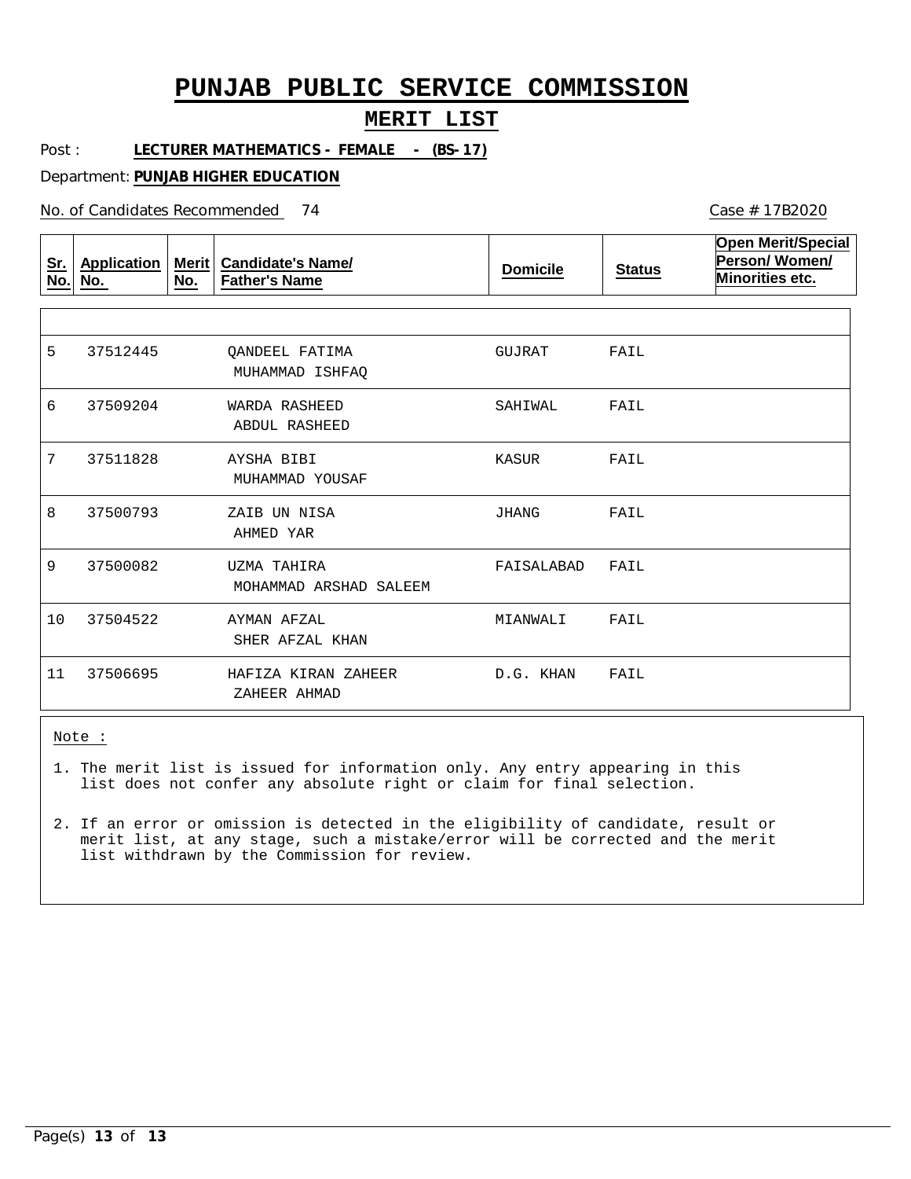# PUNJAB PUBLIC SERVICE COMMISSION

## MERIT LIST

Post : **LECTURER MATHEMATICS - FEMALE - (BS-17)**

Department: **PUNJAB HIGHER EDUCATION**

No. of Candidates Recommended 74

Case # 17B2020

| Sr. No. | Application No. | Merit No. | Candidate's Name/ Father's Name | Domicile | Status | Open Merit/Special Person/ Women/ Minorities etc. |
|---|---|---|---|---|---|---|
| 5 | 37512445 | | QANDEEL FATIMA<br>MUHAMMAD ISHFAQ | GUJRAT | FAIL | |
| 6 | 37509204 | | WARDA RASHEED<br>ABDUL RASHEED | SAHIWAL | FAIL | |
| 7 | 37511828 | | AYSHA BIBI<br>MUHAMMAD YOUSAF | KASUR | FAIL | |
| 8 | 37500793 | | ZAIB UN NISA<br>AHMED YAR | JHANG | FAIL | |
| 9 | 37500082 | | UZMA TAHIRA<br>MOHAMMAD ARSHAD SALEEM | FAISALABAD | FAIL | |
| 10 | 37504522 | | AYMAN AFZAL<br>SHER AFZAL KHAN | MIANWALI | FAIL | |
| 11 | 37506695 | | HAFIZA KIRAN ZAHEER<br>ZAHEER AHMAD | D.G. KHAN | FAIL | |

Note :

1. The merit list is issued for information only. Any entry appearing in this list does not confer any absolute right or claim for final selection.
2. If an error or omission is detected in the eligibility of candidate, result or merit list, at any stage, such a mistake/error will be corrected and the merit list withdrawn by the Commission for review.